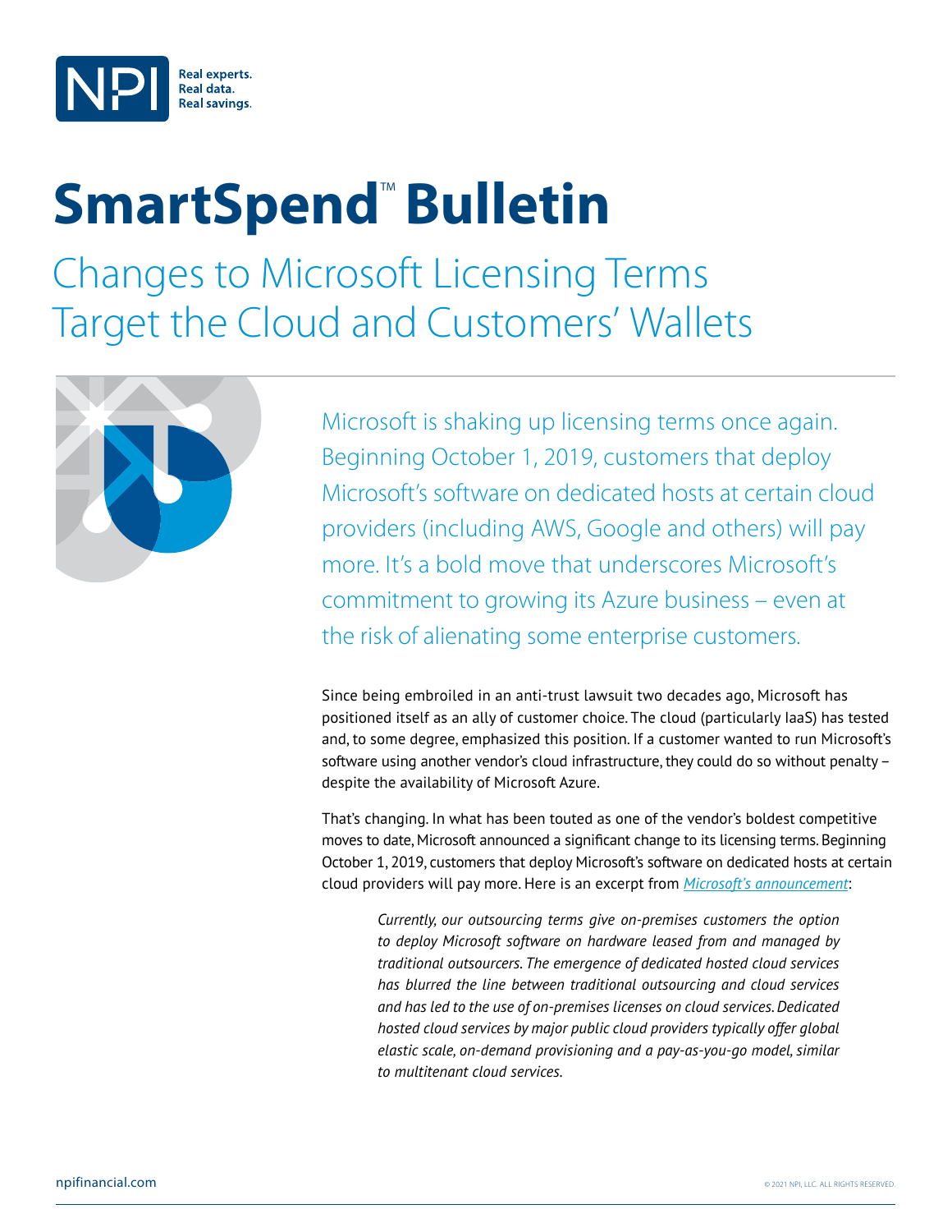# SmartSpend™ Bulletin

## Changes to Microsoft Licensing Terms Target the Cloud and Customers' Wallets

Microsoft is shaking up licensing terms once again. Beginning October 1, 2019, customers that deploy Microsoft's software on dedicated hosts at certain cloud providers (including AWS, Google and others) will pay more. It's a bold move that underscores Microsoft's commitment to growing its Azure business – even at the risk of alienating some enterprise customers.

Since being embroiled in an anti-trust lawsuit two decades ago, Microsoft has positioned itself as an ally of customer choice. The cloud (particularly IaaS) has tested and, to some degree, emphasized this position. If a customer wanted to run Microsoft's software using another vendor's cloud infrastructure, they could do so without penalty – despite the availability of Microsoft Azure.

That's changing. In what has been touted as one of the vendor's boldest competitive moves to date, Microsoft announced a significant change to its licensing terms. Beginning October 1, 2019, customers that deploy Microsoft's software on dedicated hosts at certain cloud providers will pay more. Here is an excerpt from *Microsoft's announcement*:

> *Currently, our outsourcing terms give on-premises customers the option to deploy Microsoft software on hardware leased from and managed by traditional outsourcers. The emergence of dedicated hosted cloud services has blurred the line between traditional outsourcing and cloud services and has led to the use of on-premises licenses on cloud services. Dedicated hosted cloud services by major public cloud providers typically offer global elastic scale, on-demand provisioning and a pay-as-you-go model, similar to multitenant cloud services.*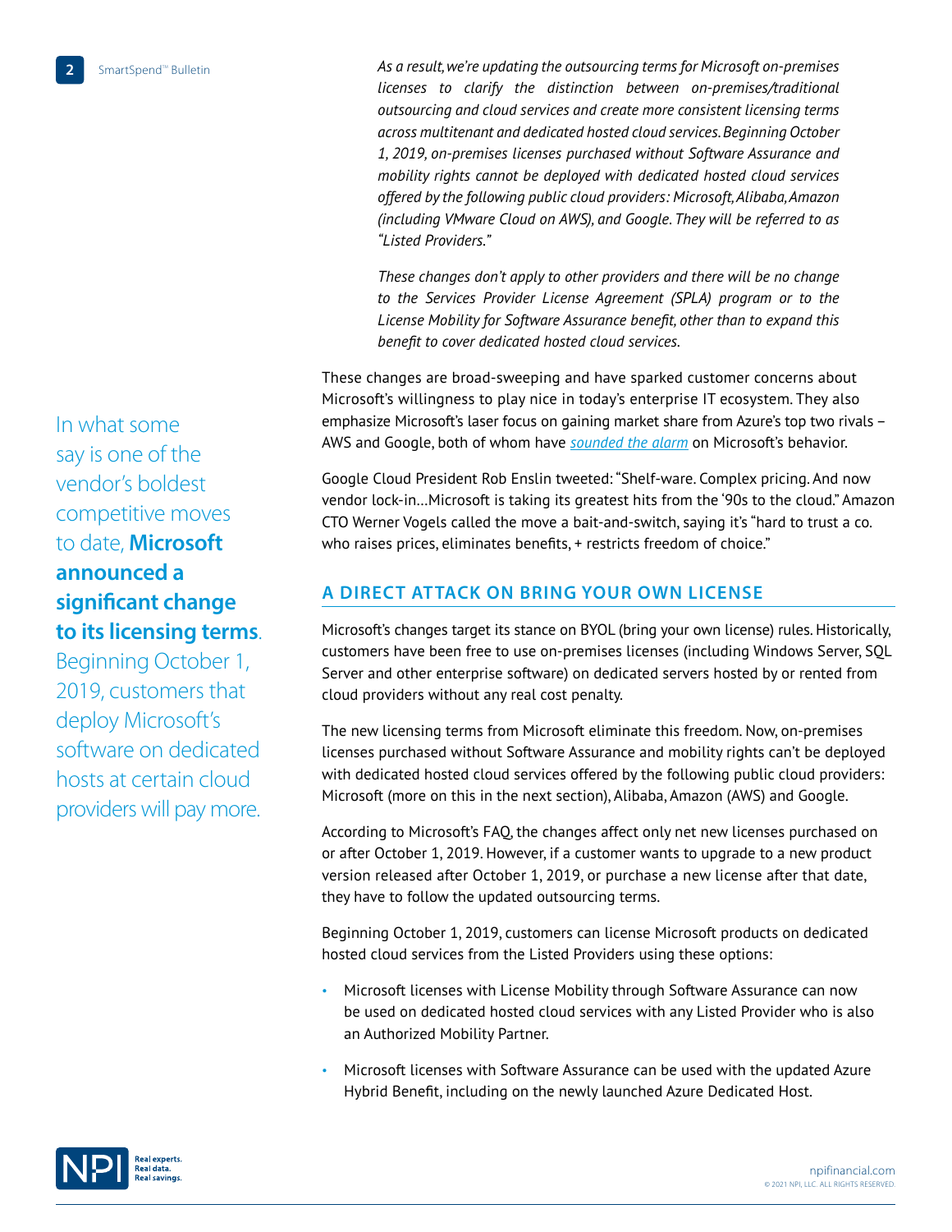*As a result, we're updating the outsourcing terms for Microsoft on-premises licenses to clarify the distinction between on-premises/traditional outsourcing and cloud services and create more consistent licensing terms across multitenant and dedicated hosted cloud services. Beginning October 1, 2019, on-premises licenses purchased without Software Assurance and mobility rights cannot be deployed with dedicated hosted cloud services offered by the following public cloud providers: Microsoft, Alibaba, Amazon (including VMware Cloud on AWS), and Google. They will be referred to as "Listed Providers."*

*These changes don't apply to other providers and there will be no change to the Services Provider License Agreement (SPLA) program or to the License Mobility for Software Assurance benefit, other than to expand this benefit to cover dedicated hosted cloud services.*

These changes are broad-sweeping and have sparked customer concerns about Microsoft's willingness to play nice in today's enterprise IT ecosystem. They also emphasize Microsoft's laser focus on gaining market share from Azure's top two rivals – AWS and Google, both of whom have *sounded the alarm* on Microsoft's behavior.

Google Cloud President Rob Enslin tweeted: "Shelf-ware. Complex pricing. And now vendor lock-in…Microsoft is taking its greatest hits from the '90s to the cloud." Amazon CTO Werner Vogels called the move a bait-and-switch, saying it's "hard to trust a co. who raises prices, eliminates benefits, + restricts freedom of choice."

In what some say is one of the vendor's boldest competitive moves to date, **Microsoft announced a significant change to its licensing terms**. Beginning October 1, 2019, customers that deploy Microsoft's software on dedicated hosts at certain cloud providers will pay more.

## A DIRECT ATTACK ON BRING YOUR OWN LICENSE

Microsoft's changes target its stance on BYOL (bring your own license) rules. Historically, customers have been free to use on-premises licenses (including Windows Server, SQL Server and other enterprise software) on dedicated servers hosted by or rented from cloud providers without any real cost penalty.

The new licensing terms from Microsoft eliminate this freedom. Now, on-premises licenses purchased without Software Assurance and mobility rights can't be deployed with dedicated hosted cloud services offered by the following public cloud providers: Microsoft (more on this in the next section), Alibaba, Amazon (AWS) and Google.

According to Microsoft's FAQ, the changes affect only net new licenses purchased on or after October 1, 2019. However, if a customer wants to upgrade to a new product version released after October 1, 2019, or purchase a new license after that date, they have to follow the updated outsourcing terms.

Beginning October 1, 2019, customers can license Microsoft products on dedicated hosted cloud services from the Listed Providers using these options:

- Microsoft licenses with License Mobility through Software Assurance can now be used on dedicated hosted cloud services with any Listed Provider who is also an Authorized Mobility Partner.
- Microsoft licenses with Software Assurance can be used with the updated Azure Hybrid Benefit, including on the newly launched Azure Dedicated Host.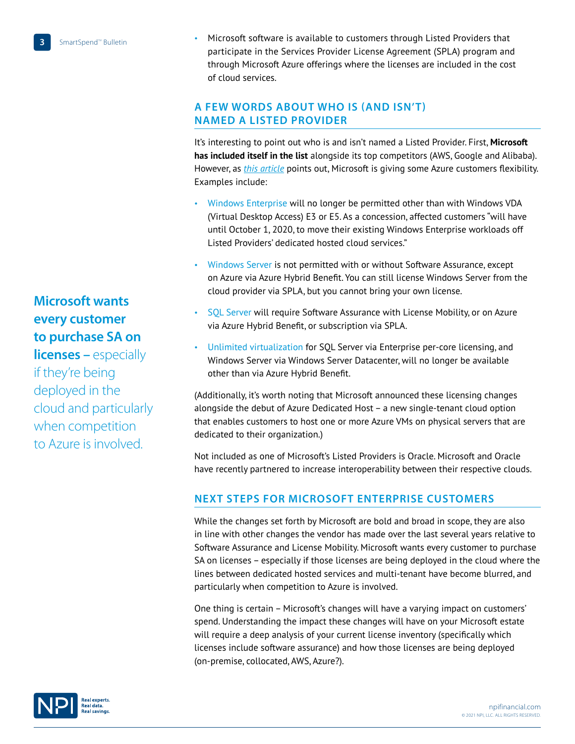- Microsoft software is available to customers through Listed Providers that participate in the Services Provider License Agreement (SPLA) program and through Microsoft Azure offerings where the licenses are included in the cost of cloud services.

**Microsoft wants every customer to purchase SA on licenses –** especially if they're being deployed in the cloud and particularly when competition to Azure is involved.

## A FEW WORDS ABOUT WHO IS (AND ISN'T) NAMED A LISTED PROVIDER

It's interesting to point out who is and isn't named a Listed Provider. First, **Microsoft has included itself in the list** alongside its top competitors (AWS, Google and Alibaba). However, as *this article* points out, Microsoft is giving some Azure customers flexibility. Examples include:

- Windows Enterprise will no longer be permitted other than with Windows VDA (Virtual Desktop Access) E3 or E5. As a concession, affected customers "will have until October 1, 2020, to move their existing Windows Enterprise workloads off Listed Providers' dedicated hosted cloud services."
- Windows Server is not permitted with or without Software Assurance, except on Azure via Azure Hybrid Benefit. You can still license Windows Server from the cloud provider via SPLA, but you cannot bring your own license.
- SQL Server will require Software Assurance with License Mobility, or on Azure via Azure Hybrid Benefit, or subscription via SPLA.
- Unlimited virtualization for SQL Server via Enterprise per-core licensing, and Windows Server via Windows Server Datacenter, will no longer be available other than via Azure Hybrid Benefit.

(Additionally, it's worth noting that Microsoft announced these licensing changes alongside the debut of Azure Dedicated Host – a new single-tenant cloud option that enables customers to host one or more Azure VMs on physical servers that are dedicated to their organization.)

Not included as one of Microsoft's Listed Providers is Oracle. Microsoft and Oracle have recently partnered to increase interoperability between their respective clouds.

## NEXT STEPS FOR MICROSOFT ENTERPRISE CUSTOMERS

While the changes set forth by Microsoft are bold and broad in scope, they are also in line with other changes the vendor has made over the last several years relative to Software Assurance and License Mobility. Microsoft wants every customer to purchase SA on licenses – especially if those licenses are being deployed in the cloud where the lines between dedicated hosted services and multi-tenant have become blurred, and particularly when competition to Azure is involved.

One thing is certain – Microsoft's changes will have a varying impact on customers' spend. Understanding the impact these changes will have on your Microsoft estate will require a deep analysis of your current license inventory (specifically which licenses include software assurance) and how those licenses are being deployed (on-premise, collocated, AWS, Azure?).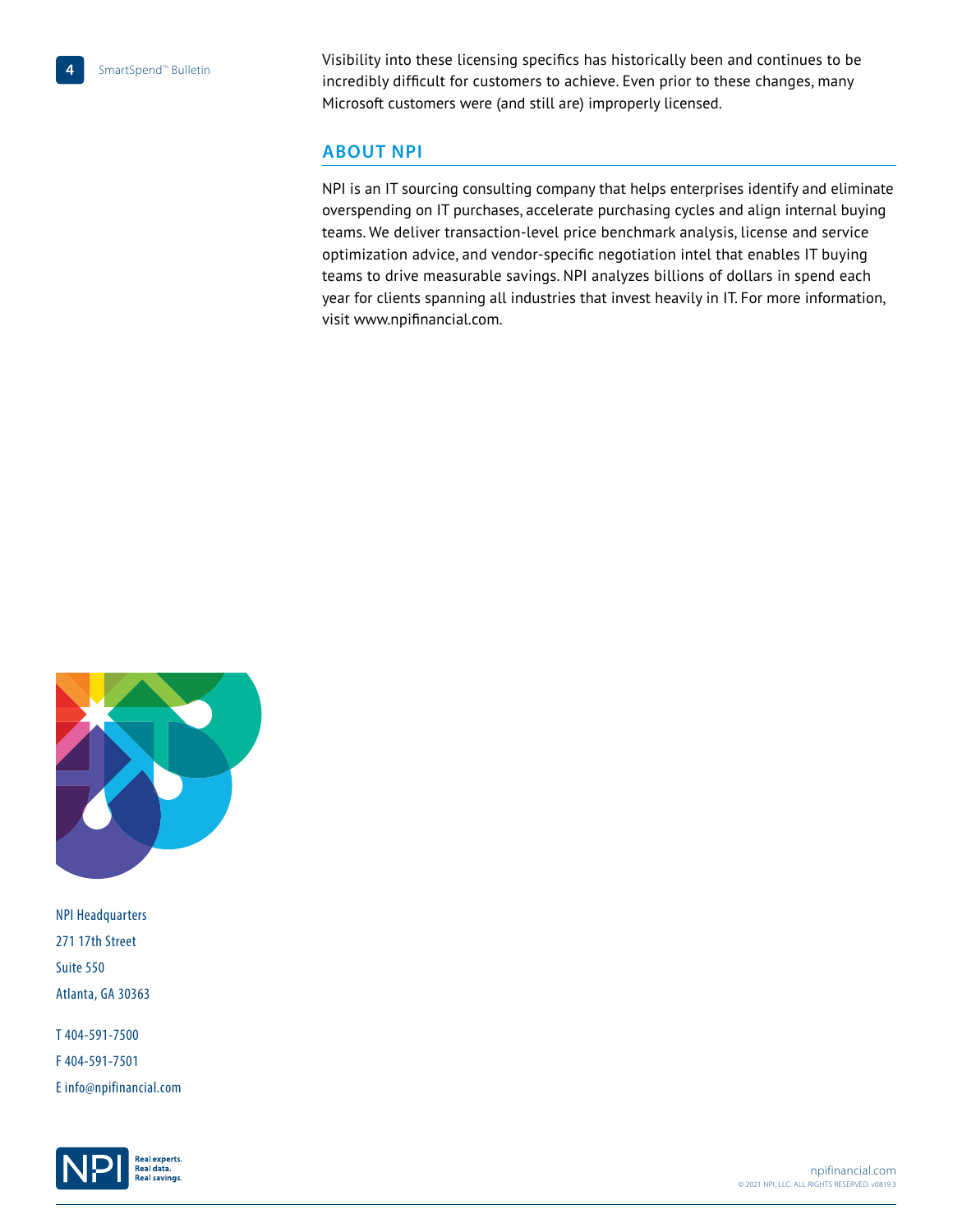Visibility into these licensing specifics has historically been and continues to be incredibly difficult for customers to achieve. Even prior to these changes, many Microsoft customers were (and still are) improperly licensed.

## ABOUT NPI

NPI is an IT sourcing consulting company that helps enterprises identify and eliminate overspending on IT purchases, accelerate purchasing cycles and align internal buying teams. We deliver transaction-level price benchmark analysis, license and service optimization advice, and vendor-specific negotiation intel that enables IT buying teams to drive measurable savings. NPI analyzes billions of dollars in spend each year for clients spanning all industries that invest heavily in IT. For more information, visit www.npifinancial.com.

NPI Headquarters
271 17th Street
Suite 550
Atlanta, GA 30363

T 404-591-7500
F 404-591-7501
E info@npifinancial.com

NPI Real experts. Real data. Real savings.

npifinancial.com
© 2021 NPI, LLC. ALL RIGHTS RESERVED. v0819.3